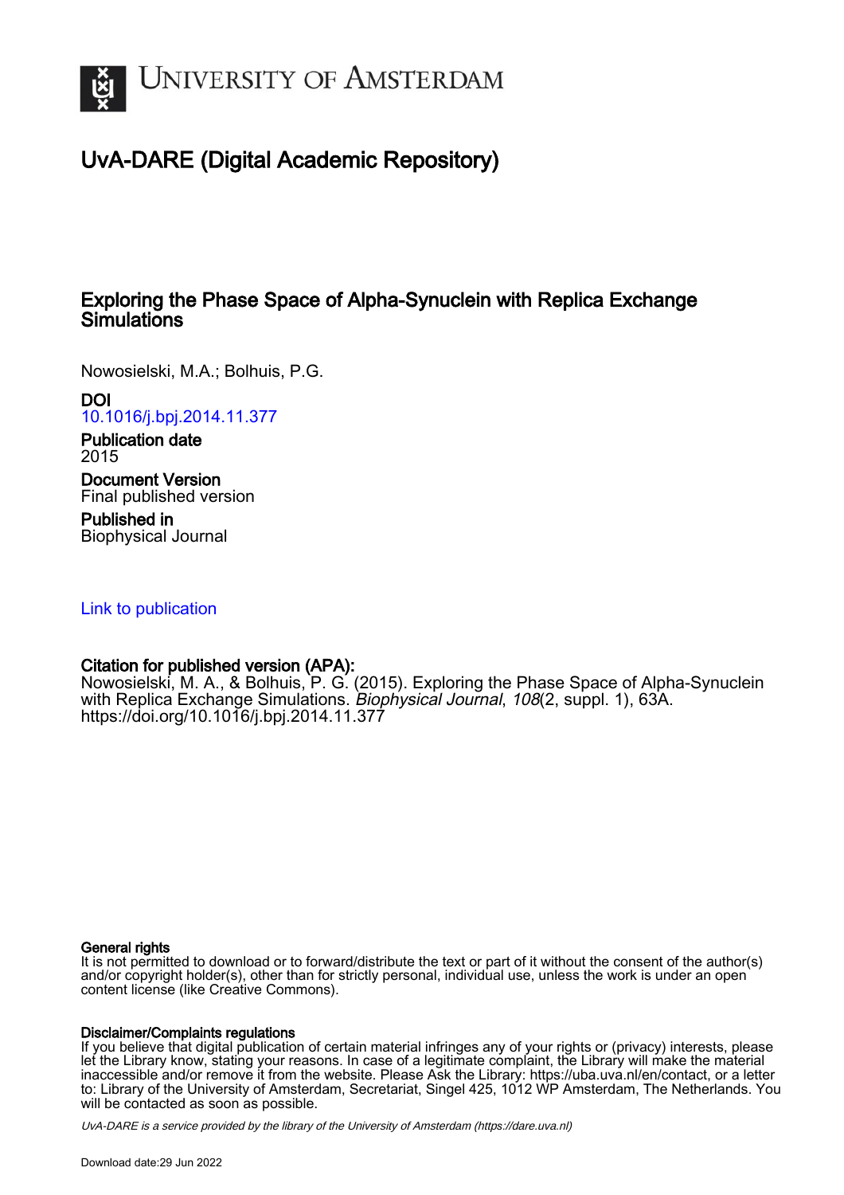UNIVERSITY OF AMSTERDAM

# UvA-DARE (Digital Academic Repository)

## Exploring the Phase Space of Alpha-Synuclein with Replica Exchange Simulations

Nowosielski, M.A.; Bolhuis, P.G.

**DOI**
10.1016/j.bpj.2014.11.377

**Publication date**
2015

**Document Version**
Final published version

**Published in**
Biophysical Journal

Link to publication

**Citation for published version (APA):**
Nowosielski, M. A., & Bolhuis, P. G. (2015). Exploring the Phase Space of Alpha-Synuclein with Replica Exchange Simulations. *Biophysical Journal*, *108*(2, suppl. 1), 63A. https://doi.org/10.1016/j.bpj.2014.11.377

**General rights**
It is not permitted to download or to forward/distribute the text or part of it without the consent of the author(s) and/or copyright holder(s), other than for strictly personal, individual use, unless the work is under an open content license (like Creative Commons).

**Disclaimer/Complaints regulations**
If you believe that digital publication of certain material infringes any of your rights or (privacy) interests, please let the Library know, stating your reasons. In case of a legitimate complaint, the Library will make the material inaccessible and/or remove it from the website. Please Ask the Library: https://uba.uva.nl/en/contact, or a letter to: Library of the University of Amsterdam, Secretariat, Singel 425, 1012 WP Amsterdam, The Netherlands. You will be contacted as soon as possible.

*UvA-DARE is a service provided by the library of the University of Amsterdam (https://dare.uva.nl)*

Download date:29 Jun 2022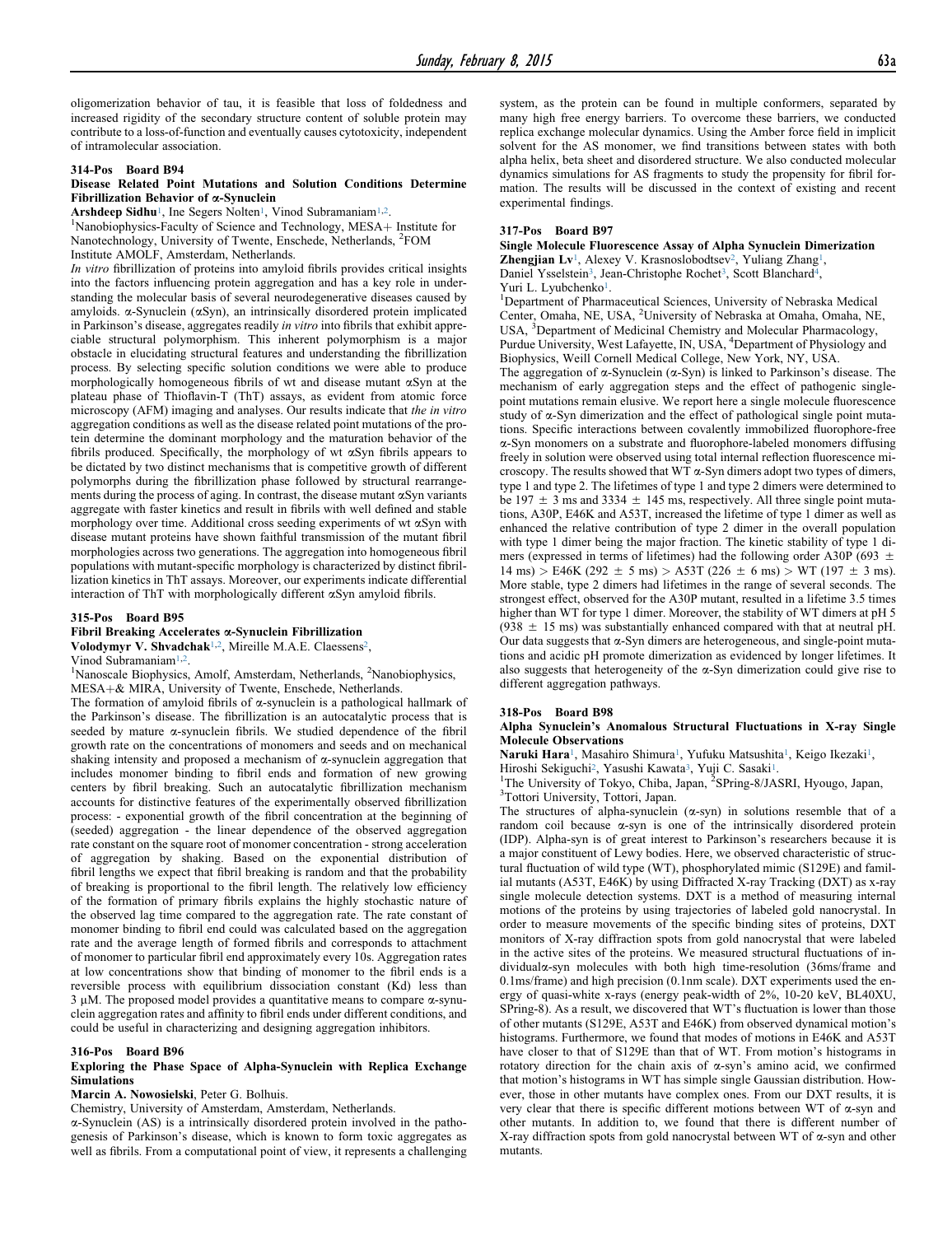oligomerization behavior of tau, it is feasible that loss of foldedness and increased rigidity of the secondary structure content of soluble protein may contribute to a loss-of-function and eventually causes cytotoxicity, independent of intramolecular association.

### 314-Pos Board B94

**Disease Related Point Mutations and Solution Conditions Determine Fibrillization Behavior of α-Synuclein**

**Arshdeep Sidhu**[1], Ine Segers Nolten[1], Vinod Subramaniam[1,2].

[1]Nanobiophysics-Faculty of Science and Technology, MESA+ Institute for Nanotechnology, University of Twente, Enschede, Netherlands, [2]FOM Institute AMOLF, Amsterdam, Netherlands.

*In vitro* fibrillization of proteins into amyloid fibrils provides critical insights into the factors influencing protein aggregation and has a key role in understanding the molecular basis of several neurodegenerative diseases caused by amyloids. α-Synuclein (αSyn), an intrinsically disordered protein implicated in Parkinson's disease, aggregates readily *in vitro* into fibrils that exhibit appreciable structural polymorphism. This inherent polymorphism is a major obstacle in elucidating structural features and understanding the fibrillization process. By selecting specific solution conditions we were able to produce morphologically homogeneous fibrils of wt and disease mutant αSyn at the plateau phase of Thioflavin-T (ThT) assays, as evident from atomic force microscopy (AFM) imaging and analyses. Our results indicate that *the in vitro* aggregation conditions as well as the disease related point mutations of the protein determine the dominant morphology and the maturation behavior of the fibrils produced. Specifically, the morphology of wt αSyn fibrils appears to be dictated by two distinct mechanisms that is competitive growth of different polymorphs during the fibrillization phase followed by structural rearrangements during the process of aging. In contrast, the disease mutant αSyn variants aggregate with faster kinetics and result in fibrils with well defined and stable morphology over time. Additional cross seeding experiments of wt αSyn with disease mutant proteins have shown faithful transmission of the mutant fibril morphologies across two generations. The aggregation into homogeneous fibril populations with mutant-specific morphology is characterized by distinct fibrillization kinetics in ThT assays. Moreover, our experiments indicate differential interaction of ThT with morphologically different αSyn amyloid fibrils.

### 315-Pos Board B95

**Fibril Breaking Accelerates α-Synuclein Fibrillization**

**Volodymyr V. Shvadchak**[1,2], Mireille M.A.E. Claessens[2], Vinod Subramaniam[1,2].

[1]Nanoscale Biophysics, Amolf, Amsterdam, Netherlands, [2]Nanobiophysics, MESA+& MIRA, University of Twente, Enschede, Netherlands.

The formation of amyloid fibrils of α-synuclein is a pathological hallmark of the Parkinson's disease. The fibrillization is an autocatalytic process that is seeded by mature α-synuclein fibrils. We studied dependence of the fibril growth rate on the concentrations of monomers and seeds and on mechanical shaking intensity and proposed a mechanism of α-synuclein aggregation that includes monomer binding to fibril ends and formation of new growing centers by fibril breaking. Such an autocatalytic fibrillization mechanism accounts for distinctive features of the experimentally observed fibrillization process: - exponential growth of the fibril concentration at the beginning of (seeded) aggregation - the linear dependence of the observed aggregation rate constant on the square root of monomer concentration - strong acceleration of aggregation by shaking. Based on the exponential distribution of fibril lengths we expect that fibril breaking is random and that the probability of breaking is proportional to the fibril length. The relatively low efficiency of the formation of primary fibrils explains the highly stochastic nature of the observed lag time compared to the aggregation rate. The rate constant of monomer binding to fibril end could was calculated based on the aggregation rate and the average length of formed fibrils and corresponds to attachment of monomer to particular fibril end approximately every 10s. Aggregation rates at low concentrations show that binding of monomer to the fibril ends is a reversible process with equilibrium dissociation constant (Kd) less than 3 μM. The proposed model provides a quantitative means to compare α-synuclein aggregation rates and affinity to fibril ends under different conditions, and could be useful in characterizing and designing aggregation inhibitors.

### 316-Pos Board B96

**Exploring the Phase Space of Alpha-Synuclein with Replica Exchange Simulations**

**Marcin A. Nowosielski**, Peter G. Bolhuis.

Chemistry, University of Amsterdam, Amsterdam, Netherlands.

α-Synuclein (AS) is a intrinsically disordered protein involved in the pathogenesis of Parkinson's disease, which is known to form toxic aggregates as well as fibrils. From a computational point of view, it represents a challenging system, as the protein can be found in multiple conformers, separated by many high free energy barriers. To overcome these barriers, we conducted replica exchange molecular dynamics. Using the Amber force field in implicit solvent for the AS monomer, we find transitions between states with both alpha helix, beta sheet and disordered structure. We also conducted molecular dynamics simulations for AS fragments to study the propensity for fibril formation. The results will be discussed in the context of existing and recent experimental findings.

### 317-Pos Board B97

**Single Molecule Fluorescence Assay of Alpha Synuclein Dimerization**

**Zhengjian Lv**[1], Alexey V. Krasnoslobodtsev[2], Yuliang Zhang[1], Daniel Ysselstein[3], Jean-Christophe Rochet[3], Scott Blanchard[4], Yuri L. Lyubchenko[1].

[1]Department of Pharmaceutical Sciences, University of Nebraska Medical Center, Omaha, NE, USA, [2]University of Nebraska at Omaha, Omaha, NE, USA, [3]Department of Medicinal Chemistry and Molecular Pharmacology, Purdue University, West Lafayette, IN, USA, [4]Department of Physiology and Biophysics, Weill Cornell Medical College, New York, NY, USA.

The aggregation of α-Synuclein (α-Syn) is linked to Parkinson's disease. The mechanism of early aggregation steps and the effect of pathogenic single-point mutations remain elusive. We report here a single molecule fluorescence study of α-Syn dimerization and the effect of pathological single point mutations. Specific interactions between covalently immobilized fluorophore-free α-Syn monomers on a substrate and fluorophore-labeled monomers diffusing freely in solution were observed using total internal reflection fluorescence microscopy. The results showed that WT α-Syn dimers adopt two types of dimers, type 1 and type 2. The lifetimes of type 1 and type 2 dimers were determined to be 197 ± 3 ms and 3334 ± 145 ms, respectively. All three single point mutations, A30P, E46K and A53T, increased the lifetime of type 1 dimer as well as enhanced the relative contribution of type 2 dimer in the overall population with type 1 dimer being the major fraction. The kinetic stability of type 1 dimers (expressed in terms of lifetimes) had the following order A30P (693 ± 14 ms) > E46K (292 ± 5 ms) > A53T (226 ± 6 ms) > WT (197 ± 3 ms). More stable, type 2 dimers had lifetimes in the range of several seconds. The strongest effect, observed for the A30P mutant, resulted in a lifetime 3.5 times higher than WT for type 1 dimer. Moreover, the stability of WT dimers at pH 5 (938 ± 15 ms) was substantially enhanced compared with that at neutral pH. Our data suggests that α-Syn dimers are heterogeneous, and single-point mutations and acidic pH promote dimerization as evidenced by longer lifetimes. It also suggests that heterogeneity of the α-Syn dimerization could give rise to different aggregation pathways.

### 318-Pos Board B98

**Alpha Synuclein's Anomalous Structural Fluctuations in X-ray Single Molecule Observations**

**Naruki Hara**[1], Masahiro Shimura[1], Yufuku Matsushita[1], Keigo Ikezaki[1], Hiroshi Sekiguchi[2], Yasushi Kawata[3], Yuji C. Sasaki[1].

[1]The University of Tokyo, Chiba, Japan, [2]SPring-8/JASRI, Hyogo, Japan, [3]Tottori University, Tottori, Japan.

The structures of alpha-synuclein (α-syn) in solutions resemble that of a random coil because α-syn is one of the intrinsically disordered protein (IDP). Alpha-syn is of great interest to Parkinson's researchers because it is a major constituent of Lewy bodies. Here, we observed characteristic of structural fluctuation of wild type (WT), phosphorylated mimic (S129E) and familial mutants (A53T, E46K) by using Diffracted X-ray Tracking (DXT) as x-ray single molecule detection systems. DXT is a method of measuring internal motions of the proteins by using trajectories of labeled gold nanocrystal. In order to measure movements of the specific binding sites of proteins, DXT monitors of X-ray diffraction spots from gold nanocrystal that were labeled in the active sites of the proteins. We measured structural fluctuations of individualα-syn molecules with both high time-resolution (36ms/frame and 0.1ms/frame) and high precision (0.1nm scale). DXT experiments used the energy of quasi-white x-rays (energy peak-width of 2%, 10-20 keV, BL40XU, SPring-8). As a result, we discovered that WT's fluctuation is lower than those of other mutants (S129E, A53T and E46K) from observed dynamical motion's histograms. Furthermore, we found that modes of motions in E46K and A53T have closer to that of S129E than that of WT. From motion's histograms in rotatory direction for the chain axis of α-syn's amino acid, we confirmed that motion's histograms in WT has simple single Gaussian distribution. However, those in other mutants have complex ones. From our DXT results, it is very clear that there is specific different motions between WT of α-syn and other mutants. In addition to, we found that there is different number of X-ray diffraction spots from gold nanocrystal between WT of α-syn and other mutants.